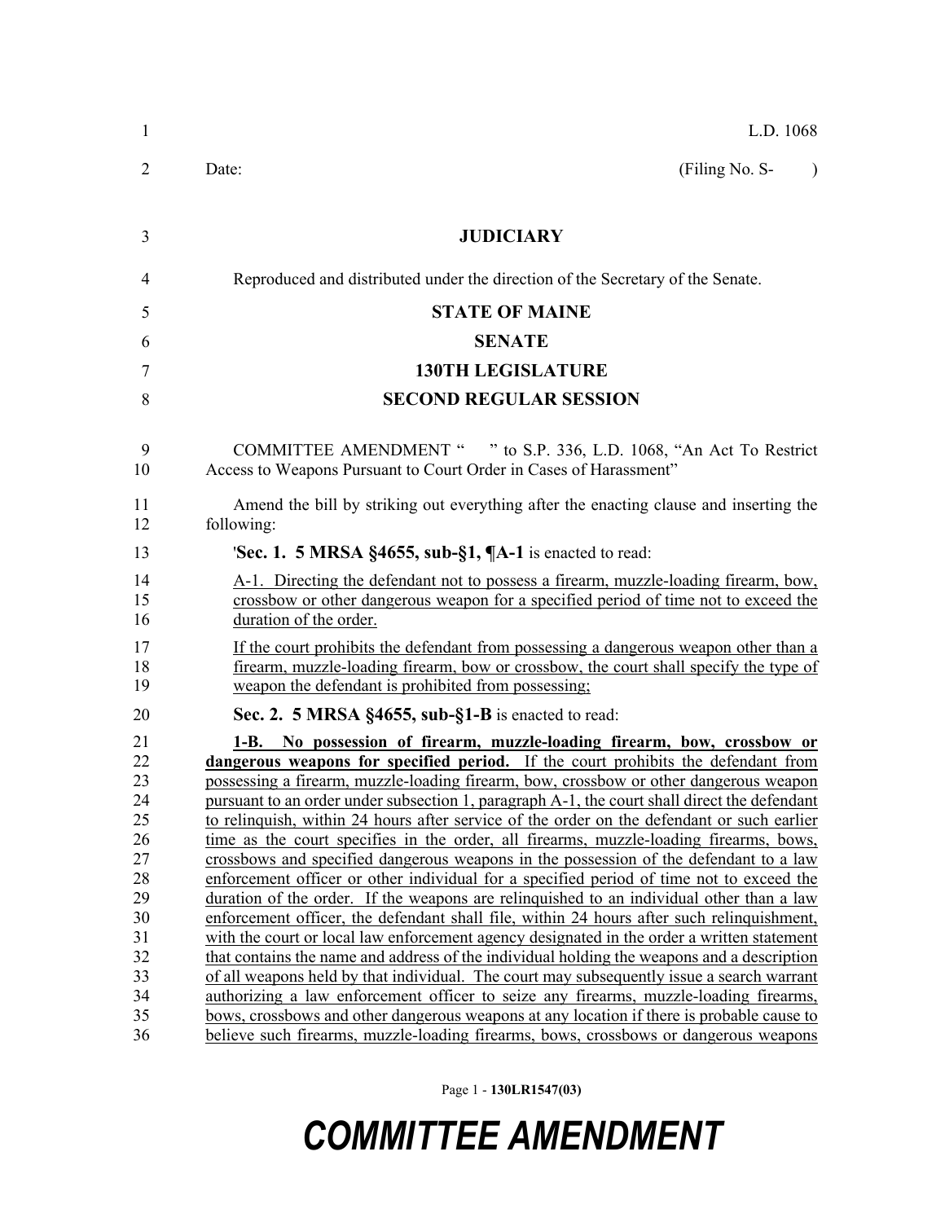L.D. 1068

Date: (Filing No. S- )

# JUDICIARY

Reproduced and distributed under the direction of the Secretary of the Senate.

## STATE OF MAINE

## SENATE

## 130TH LEGISLATURE

## SECOND REGULAR SESSION

COMMITTEE AMENDMENT " " to S.P. 336, L.D. 1068, "An Act To Restrict Access to Weapons Pursuant to Court Order in Cases of Harassment"

Amend the bill by striking out everything after the enacting clause and inserting the following:

'**Sec. 1. 5 MRSA §4655, sub-§1, ¶A-1** is enacted to read:

A-1. Directing the defendant not to possess a firearm, muzzle-loading firearm, bow, crossbow or other dangerous weapon for a specified period of time not to exceed the duration of the order.

If the court prohibits the defendant from possessing a dangerous weapon other than a firearm, muzzle-loading firearm, bow or crossbow, the court shall specify the type of weapon the defendant is prohibited from possessing;

**Sec. 2. 5 MRSA §4655, sub-§1-B** is enacted to read:

**1-B. No possession of firearm, muzzle-loading firearm, bow, crossbow or dangerous weapons for specified period.** If the court prohibits the defendant from possessing a firearm, muzzle-loading firearm, bow, crossbow or other dangerous weapon pursuant to an order under subsection 1, paragraph A-1, the court shall direct the defendant to relinquish, within 24 hours after service of the order on the defendant or such earlier time as the court specifies in the order, all firearms, muzzle-loading firearms, bows, crossbows and specified dangerous weapons in the possession of the defendant to a law enforcement officer or other individual for a specified period of time not to exceed the duration of the order. If the weapons are relinquished to an individual other than a law enforcement officer, the defendant shall file, within 24 hours after such relinquishment, with the court or local law enforcement agency designated in the order a written statement that contains the name and address of the individual holding the weapons and a description of all weapons held by that individual. The court may subsequently issue a search warrant authorizing a law enforcement officer to seize any firearms, muzzle-loading firearms, bows, crossbows and other dangerous weapons at any location if there is probable cause to believe such firearms, muzzle-loading firearms, bows, crossbows or dangerous weapons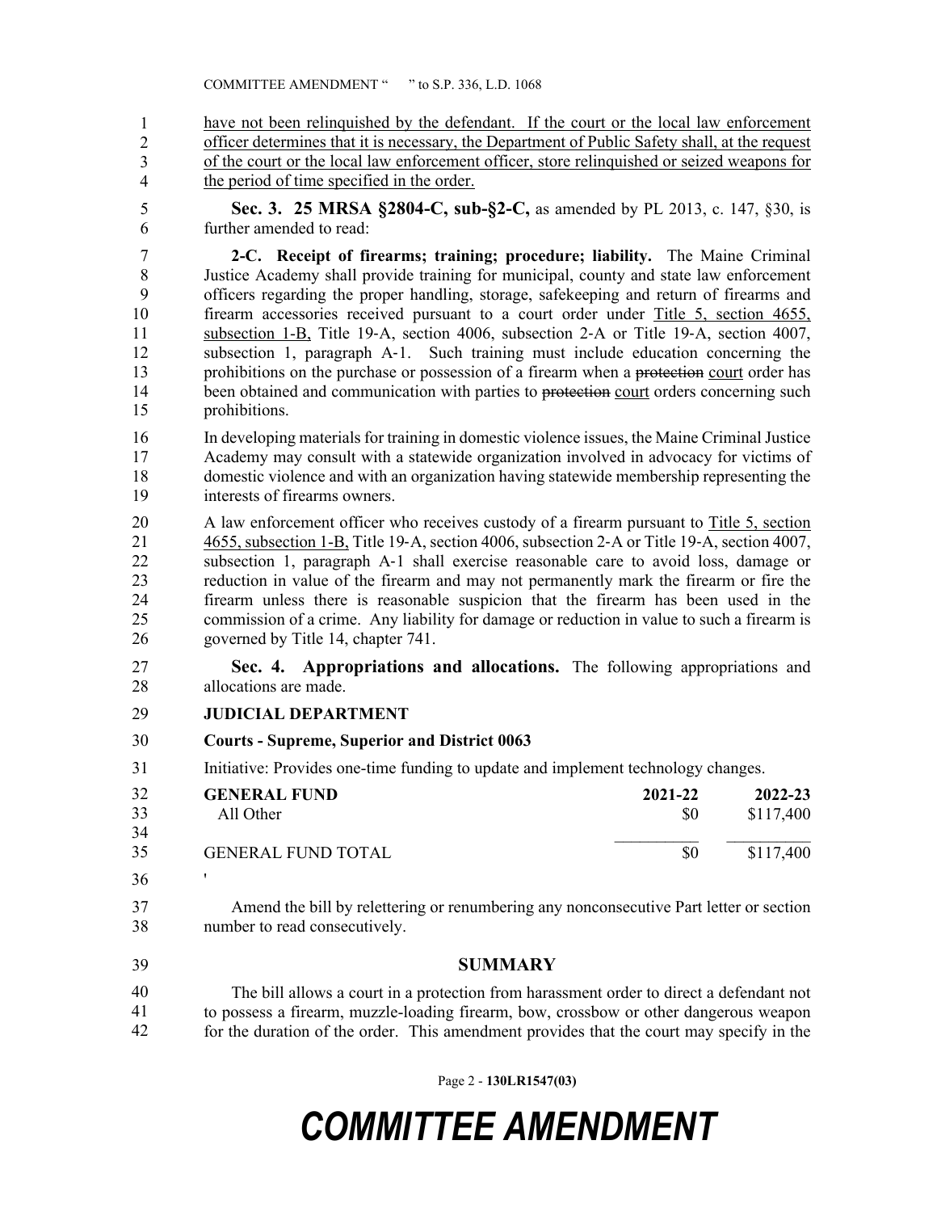have not been relinquished by the defendant. If the court or the local law enforcement officer determines that it is necessary, the Department of Public Safety shall, at the request of the court or the local law enforcement officer, store relinquished or seized weapons for the period of time specified in the order.

**Sec. 3. 25 MRSA §2804-C, sub-§2-C,** as amended by PL 2013, c. 147, §30, is further amended to read:

**2-C. Receipt of firearms; training; procedure; liability.** The Maine Criminal Justice Academy shall provide training for municipal, county and state law enforcement officers regarding the proper handling, storage, safekeeping and return of firearms and firearm accessories received pursuant to a court order under Title 5, section 4655, subsection 1-B, Title 19-A, section 4006, subsection 2-A or Title 19-A, section 4007, subsection 1, paragraph A-1. Such training must include education concerning the prohibitions on the purchase or possession of a firearm when a ~~protection~~ court order has been obtained and communication with parties to ~~protection~~ court orders concerning such prohibitions.

In developing materials for training in domestic violence issues, the Maine Criminal Justice Academy may consult with a statewide organization involved in advocacy for victims of domestic violence and with an organization having statewide membership representing the interests of firearms owners.

A law enforcement officer who receives custody of a firearm pursuant to Title 5, section 4655, subsection 1-B, Title 19-A, section 4006, subsection 2-A or Title 19-A, section 4007, subsection 1, paragraph A-1 shall exercise reasonable care to avoid loss, damage or reduction in value of the firearm and may not permanently mark the firearm or fire the firearm unless there is reasonable suspicion that the firearm has been used in the commission of a crime. Any liability for damage or reduction in value to such a firearm is governed by Title 14, chapter 741.

**Sec. 4. Appropriations and allocations.** The following appropriations and allocations are made.

**JUDICIAL DEPARTMENT**

**Courts - Supreme, Superior and District 0063**

Initiative: Provides one-time funding to update and implement technology changes.

| **GENERAL FUND** | **2021-22** | **2022-23** |
|---|---|---|
| All Other | $0 | $117,400 |
| GENERAL FUND TOTAL | $0 | $117,400 |

'

Amend the bill by relettering or renumbering any nonconsecutive Part letter or section number to read consecutively.

## SUMMARY

The bill allows a court in a protection from harassment order to direct a defendant not to possess a firearm, muzzle-loading firearm, bow, crossbow or other dangerous weapon for the duration of the order. This amendment provides that the court may specify in the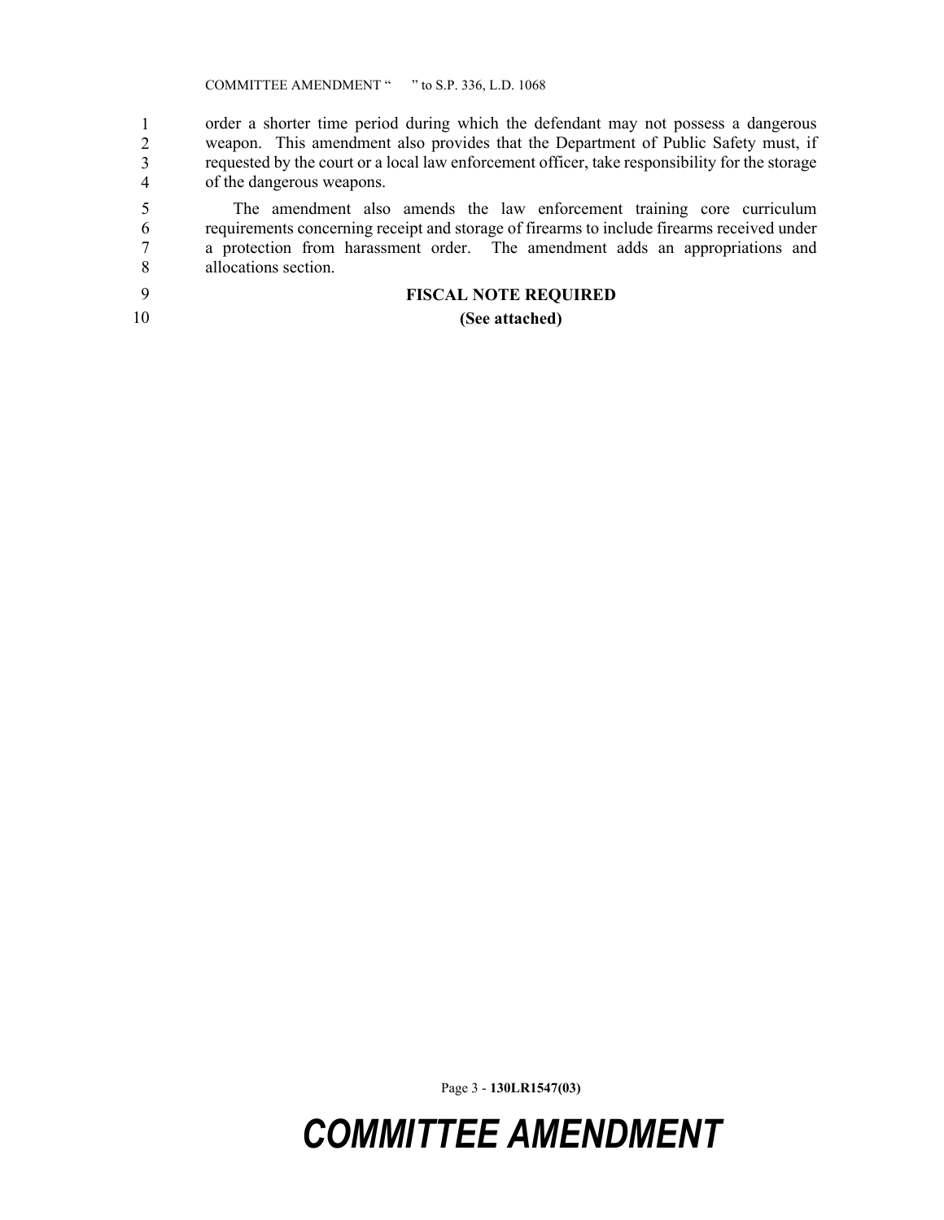order a shorter time period during which the defendant may not possess a dangerous weapon. This amendment also provides that the Department of Public Safety must, if requested by the court or a local law enforcement officer, take responsibility for the storage of the dangerous weapons.

The amendment also amends the law enforcement training core curriculum requirements concerning receipt and storage of firearms to include firearms received under a protection from harassment order. The amendment adds an appropriations and allocations section.

**FISCAL NOTE REQUIRED**

**(See attached)**